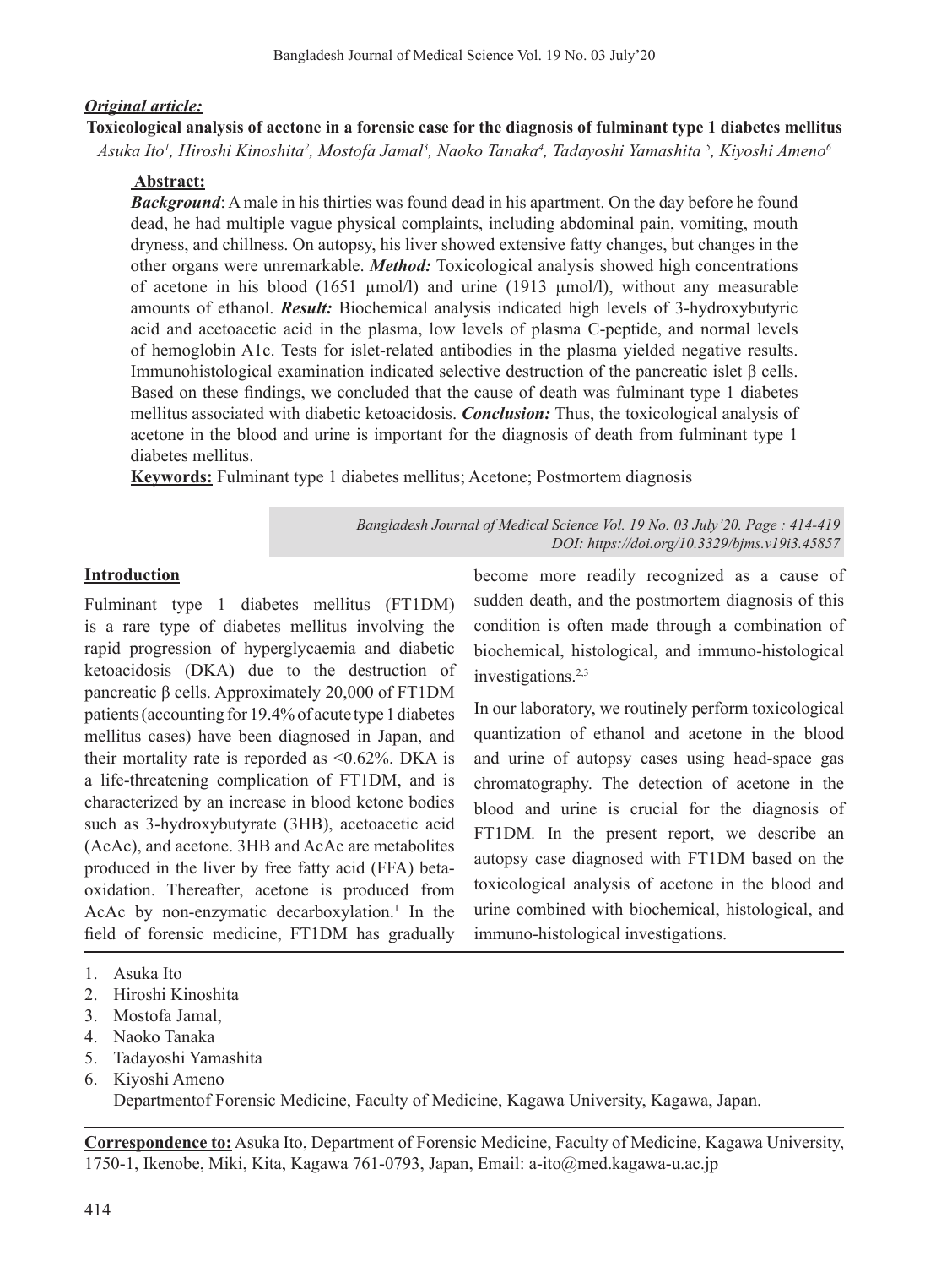***Original article:***

**Toxicological analysis of acetone in a forensic case for the diagnosis of fulminant type 1 diabetes mellitus**

*Asuka Ito[1], Hiroshi Kinoshita[2], Mostofa Jamal[3], Naoko Tanaka[4], Tadayoshi Yamashita [5], Kiyoshi Ameno[6]*

**Abstract:**

***Background***: A male in his thirties was found dead in his apartment. On the day before he found dead, he had multiple vague physical complaints, including abdominal pain, vomiting, mouth dryness, and chillness. On autopsy, his liver showed extensive fatty changes, but changes in the other organs were unremarkable. ***Method:*** Toxicological analysis showed high concentrations of acetone in his blood (1651 μmol/l) and urine (1913 μmol/l), without any measurable amounts of ethanol. ***Result:*** Biochemical analysis indicated high levels of 3-hydroxybutyric acid and acetoacetic acid in the plasma, low levels of plasma C-peptide, and normal levels of hemoglobin A1c. Tests for islet-related antibodies in the plasma yielded negative results. Immunohistological examination indicated selective destruction of the pancreatic islet β cells. Based on these findings, we concluded that the cause of death was fulminant type 1 diabetes mellitus associated with diabetic ketoacidosis. ***Conclusion:*** Thus, the toxicological analysis of acetone in the blood and urine is important for the diagnosis of death from fulminant type 1 diabetes mellitus.

**Keywords:** Fulminant type 1 diabetes mellitus; Acetone; Postmortem diagnosis

*Bangladesh Journal of Medical Science Vol. 19 No. 03 July'20. Page : 414-419*
*DOI: https://doi.org/10.3329/bjms.v19i3.45857*

## Introduction

Fulminant type 1 diabetes mellitus (FT1DM) is a rare type of diabetes mellitus involving the rapid progression of hyperglycaemia and diabetic ketoacidosis (DKA) due to the destruction of pancreatic β cells. Approximately 20,000 of FT1DM patients (accounting for 19.4% of acute type 1 diabetes mellitus cases) have been diagnosed in Japan, and their mortality rate is reporded as <0.62%. DKA is a life-threatening complication of FT1DM, and is characterized by an increase in blood ketone bodies such as 3-hydroxybutyrate (3HB), acetoacetic acid (AcAc), and acetone. 3HB and AcAc are metabolites produced in the liver by free fatty acid (FFA) beta-oxidation. Thereafter, acetone is produced from AcAc by non-enzymatic decarboxylation.[1] In the field of forensic medicine, FT1DM has gradually become more readily recognized as a cause of sudden death, and the postmortem diagnosis of this condition is often made through a combination of biochemical, histological, and immuno-histological investigations.[2,3]

In our laboratory, we routinely perform toxicological quantization of ethanol and acetone in the blood and urine of autopsy cases using head-space gas chromatography. The detection of acetone in the blood and urine is crucial for the diagnosis of FT1DM. In the present report, we describe an autopsy case diagnosed with FT1DM based on the toxicological analysis of acetone in the blood and urine combined with biochemical, histological, and immuno-histological investigations.

1. Asuka Ito
2. Hiroshi Kinoshita
3. Mostofa Jamal,
4. Naoko Tanaka
5. Tadayoshi Yamashita
6. Kiyoshi Ameno

   Departmentof Forensic Medicine, Faculty of Medicine, Kagawa University, Kagawa, Japan.

**Correspondence to:** Asuka Ito, Department of Forensic Medicine, Faculty of Medicine, Kagawa University, 1750-1, Ikenobe, Miki, Kita, Kagawa 761-0793, Japan, Email: a-ito@med.kagawa-u.ac.jp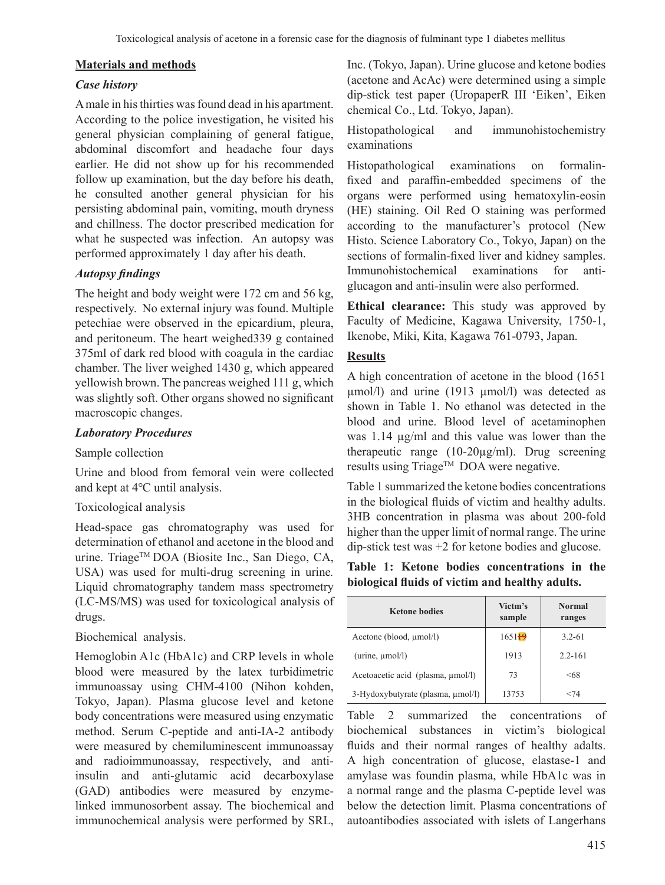## Materials and methods

### *Case history*

A male in his thirties was found dead in his apartment. According to the police investigation, he visited his general physician complaining of general fatigue, abdominal discomfort and headache four days earlier. He did not show up for his recommended follow up examination, but the day before his death, he consulted another general physician for his persisting abdominal pain, vomiting, mouth dryness and chillness. The doctor prescribed medication for what he suspected was infection. An autopsy was performed approximately 1 day after his death.

### *Autopsy findings*

The height and body weight were 172 cm and 56 kg, respectively. No external injury was found. Multiple petechiae were observed in the epicardium, pleura, and peritoneum. The heart weighed339 g contained 375ml of dark red blood with coagula in the cardiac chamber. The liver weighed 1430 g, which appeared yellowish brown. The pancreas weighed 111 g, which was slightly soft. Other organs showed no significant macroscopic changes.

### *Laboratory Procedures*

Sample collection

Urine and blood from femoral vein were collected and kept at 4°C until analysis.

Toxicological analysis

Head-space gas chromatography was used for determination of ethanol and acetone in the blood and urine. Triage™ DOA (Biosite Inc., San Diego, CA, USA) was used for multi-drug screening in urine. Liquid chromatography tandem mass spectrometry (LC-MS/MS) was used for toxicological analysis of drugs.

Biochemical analysis.

Hemoglobin A1c (HbA1c) and CRP levels in whole blood were measured by the latex turbidimetric immunoassay using CHM-4100 (Nihon kohden, Tokyo, Japan). Plasma glucose level and ketone body concentrations were measured using enzymatic method. Serum C-peptide and anti-IA-2 antibody were measured by chemiluminescent immunoassay and radioimmunoassay, respectively, and anti-insulin and anti-glutamic acid decarboxylase (GAD) antibodies were measured by enzyme-linked immunosorbent assay. The biochemical and immunochemical analysis were performed by SRL, Inc. (Tokyo, Japan). Urine glucose and ketone bodies (acetone and AcAc) were determined using a simple dip-stick test paper (UropaperR III 'Eiken', Eiken chemical Co., Ltd. Tokyo, Japan).

Histopathological and immunohistochemistry examinations

Histopathological examinations on formalin-fixed and paraffin-embedded specimens of the organs were performed using hematoxylin-eosin (HE) staining. Oil Red O staining was performed according to the manufacturer's protocol (New Histo. Science Laboratory Co., Tokyo, Japan) on the sections of formalin-fixed liver and kidney samples. Immunohistochemical examinations for anti-glucagon and anti-insulin were also performed.

**Ethical clearance:** This study was approved by Faculty of Medicine, Kagawa University, 1750-1, Ikenobe, Miki, Kita, Kagawa 761-0793, Japan.

## Results

A high concentration of acetone in the blood (1651 µmol/l) and urine (1913 µmol/l) was detected as shown in Table 1. No ethanol was detected in the blood and urine. Blood level of acetaminophen was 1.14 µg/ml and this value was lower than the therapeutic range (10-20µg/ml). Drug screening results using Triage™ DOA were negative.

Table 1 summarized the ketone bodies concentrations in the biological fluids of victim and healthy adults. 3HB concentration in plasma was about 200-fold higher than the upper limit of normal range. The urine dip-stick test was +2 for ketone bodies and glucose.

**Table 1: Ketone bodies concentrations in the biological fluids of victim and healthy adults.**

| Ketone bodies | Victm's sample | Normal ranges |
|---|---|---|
| Acetone (blood, µmol/l) | 1651 | 3.2-61 |
| (urine, µmol/l) | 1913 | 2.2-161 |
| Acetoacetic acid (plasma, µmol/l) | 73 | <68 |
| 3-Hydoxybutyrate (plasma, µmol/l) | 13753 | <74 |

Table 2 summarized the concentrations of biochemical substances in victim's biological fluids and their normal ranges of healthy adalts. A high concentration of glucose, elastase-1 and amylase was foundin plasma, while HbA1c was in a normal range and the plasma C-peptide level was below the detection limit. Plasma concentrations of autoantibodies associated with islets of Langerhans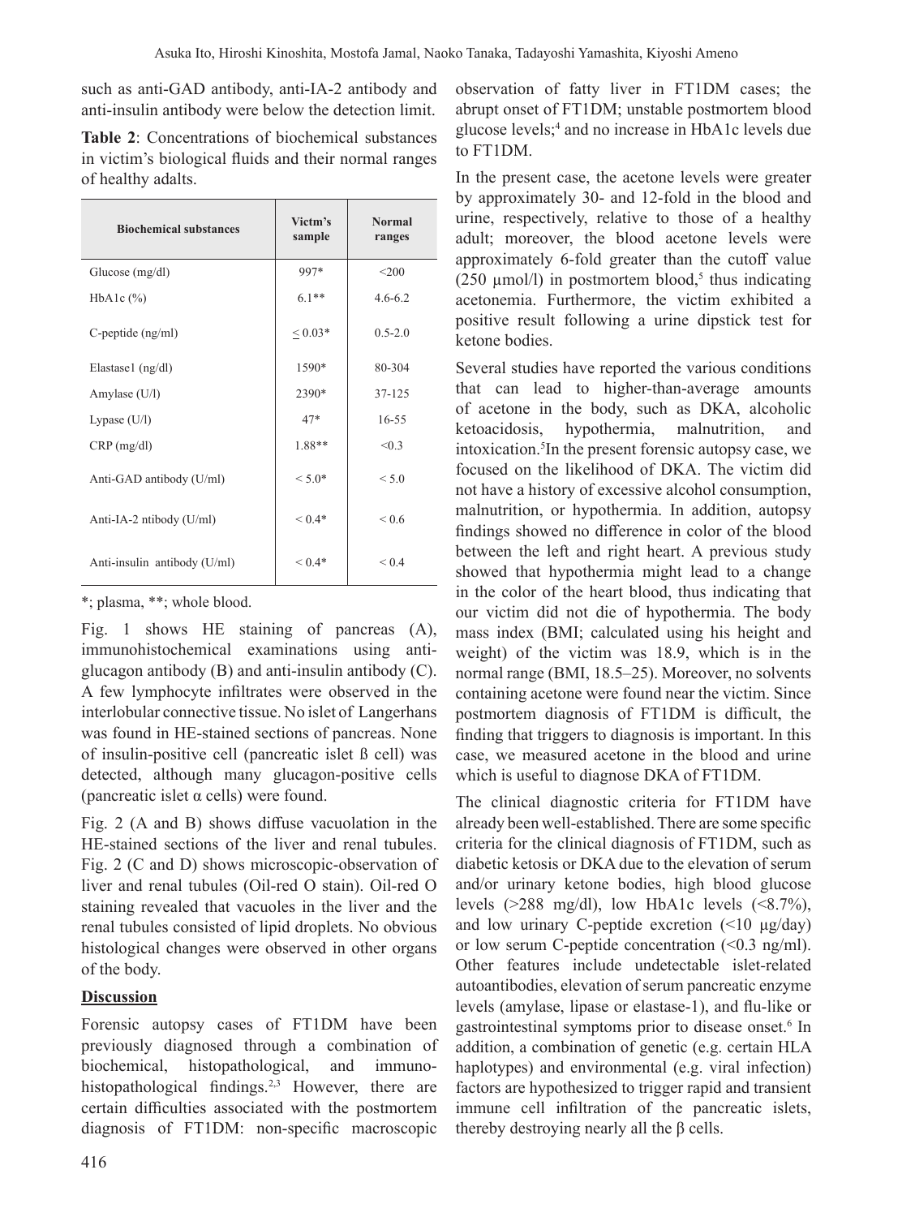such as anti-GAD antibody, anti-IA-2 antibody and anti-insulin antibody were below the detection limit.

**Table 2**: Concentrations of biochemical substances in victim's biological fluids and their normal ranges of healthy adalts.

| Biochemical substances | Victm's sample | Normal ranges |
|---|---|---|
| Glucose (mg/dl) | 997* | <200 |
| HbA1c (%) | 6.1** | 4.6-6.2 |
| C-peptide (ng/ml) | < 0.03* | 0.5-2.0 |
| Elastase1 (ng/dl) | 1590* | 80-304 |
| Amylase (U/l) | 2390* | 37-125 |
| Lypase (U/l) | 47* | 16-55 |
| CRP (mg/dl) | 1.88** | <0.3 |
| Anti-GAD antibody (U/ml) | < 5.0* | < 5.0 |
| Anti-IA-2 ntibody (U/ml) | < 0.4* | < 0.6 |
| Anti-insulin antibody (U/ml) | < 0.4* | < 0.4 |

*; plasma, **; whole blood.

Fig. 1 shows HE staining of pancreas (A), immunohistochemical examinations using anti-glucagon antibody (B) and anti-insulin antibody (C). A few lymphocyte infiltrates were observed in the interlobular connective tissue. No islet of Langerhans was found in HE-stained sections of pancreas. None of insulin-positive cell (pancreatic islet ß cell) was detected, although many glucagon-positive cells (pancreatic islet α cells) were found.

Fig. 2 (A and B) shows diffuse vacuolation in the HE-stained sections of the liver and renal tubules. Fig. 2 (C and D) shows microscopic-observation of liver and renal tubules (Oil-red O stain). Oil-red O staining revealed that vacuoles in the liver and the renal tubules consisted of lipid droplets. No obvious histological changes were observed in other organs of the body.

## Discussion

Forensic autopsy cases of FT1DM have been previously diagnosed through a combination of biochemical, histopathological, and immuno-histopathological findings.[2,3] However, there are certain difficulties associated with the postmortem diagnosis of FT1DM: non-specific macroscopic observation of fatty liver in FT1DM cases; the abrupt onset of FT1DM; unstable postmortem blood glucose levels;[4] and no increase in HbA1c levels due to FT1DM.

In the present case, the acetone levels were greater by approximately 30- and 12-fold in the blood and urine, respectively, relative to those of a healthy adult; moreover, the blood acetone levels were approximately 6-fold greater than the cutoff value (250 µmol/l) in postmortem blood,[5] thus indicating acetonemia. Furthermore, the victim exhibited a positive result following a urine dipstick test for ketone bodies.

Several studies have reported the various conditions that can lead to higher-than-average amounts of acetone in the body, such as DKA, alcoholic ketoacidosis, hypothermia, malnutrition, and intoxication.[5]In the present forensic autopsy case, we focused on the likelihood of DKA. The victim did not have a history of excessive alcohol consumption, malnutrition, or hypothermia. In addition, autopsy findings showed no difference in color of the blood between the left and right heart. A previous study showed that hypothermia might lead to a change in the color of the heart blood, thus indicating that our victim did not die of hypothermia. The body mass index (BMI; calculated using his height and weight) of the victim was 18.9, which is in the normal range (BMI, 18.5–25). Moreover, no solvents containing acetone were found near the victim. Since postmortem diagnosis of FT1DM is difficult, the finding that triggers to diagnosis is important. In this case, we measured acetone in the blood and urine which is useful to diagnose DKA of FT1DM.

The clinical diagnostic criteria for FT1DM have already been well-established. There are some specific criteria for the clinical diagnosis of FT1DM, such as diabetic ketosis or DKA due to the elevation of serum and/or urinary ketone bodies, high blood glucose levels (>288 mg/dl), low HbA1c levels (<8.7%), and low urinary C-peptide excretion (<10 µg/day) or low serum C-peptide concentration (<0.3 ng/ml). Other features include undetectable islet-related autoantibodies, elevation of serum pancreatic enzyme levels (amylase, lipase or elastase-1), and flu-like or gastrointestinal symptoms prior to disease onset.[6] In addition, a combination of genetic (e.g. certain HLA haplotypes) and environmental (e.g. viral infection) factors are hypothesized to trigger rapid and transient immune cell infiltration of the pancreatic islets, thereby destroying nearly all the β cells.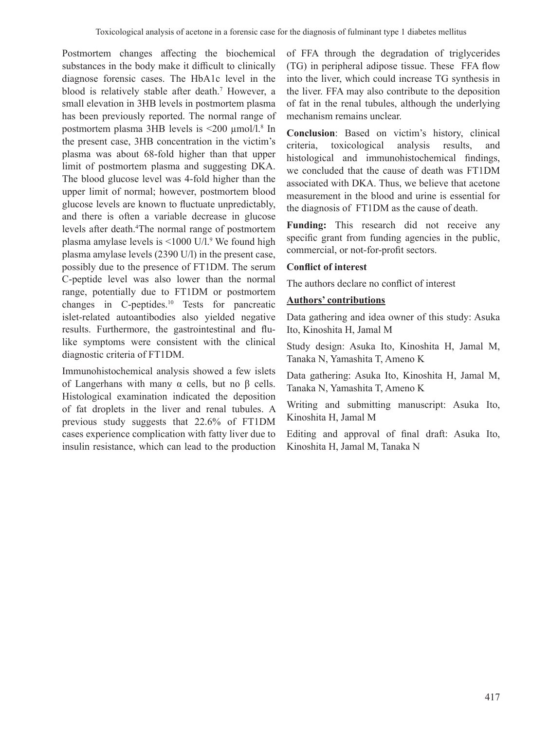Postmortem changes affecting the biochemical substances in the body make it difficult to clinically diagnose forensic cases. The HbA1c level in the blood is relatively stable after death.[7] However, a small elevation in 3HB levels in postmortem plasma has been previously reported. The normal range of postmortem plasma 3HB levels is <200 μmol/l.[8] In the present case, 3HB concentration in the victim's plasma was about 68-fold higher than that upper limit of postmortem plasma and suggesting DKA. The blood glucose level was 4-fold higher than the upper limit of normal; however, postmortem blood glucose levels are known to fluctuate unpredictably, and there is often a variable decrease in glucose levels after death.[4] The normal range of postmortem plasma amylase levels is <1000 U/l.[9] We found high plasma amylase levels (2390 U/l) in the present case, possibly due to the presence of FT1DM. The serum C-peptide level was also lower than the normal range, potentially due to FT1DM or postmortem changes in C-peptides.[10] Tests for pancreatic islet-related autoantibodies also yielded negative results. Furthermore, the gastrointestinal and flu-like symptoms were consistent with the clinical diagnostic criteria of FT1DM.

Immunohistochemical analysis showed a few islets of Langerhans with many α cells, but no β cells. Histological examination indicated the deposition of fat droplets in the liver and renal tubules. A previous study suggests that 22.6% of FT1DM cases experience complication with fatty liver due to insulin resistance, which can lead to the production of FFA through the degradation of triglycerides (TG) in peripheral adipose tissue. These FFA flow into the liver, which could increase TG synthesis in the liver. FFA may also contribute to the deposition of fat in the renal tubules, although the underlying mechanism remains unclear.

**Conclusion**: Based on victim's history, clinical criteria, toxicological analysis results, and histological and immunohistochemical findings, we concluded that the cause of death was FT1DM associated with DKA. Thus, we believe that acetone measurement in the blood and urine is essential for the diagnosis of FT1DM as the cause of death.

**Funding:** This research did not receive any specific grant from funding agencies in the public, commercial, or not-for-profit sectors.

**Conflict of interest**

The authors declare no conflict of interest

**Authors' contributions**

Data gathering and idea owner of this study: Asuka Ito, Kinoshita H, Jamal M

Study design: Asuka Ito, Kinoshita H, Jamal M, Tanaka N, Yamashita T, Ameno K

Data gathering: Asuka Ito, Kinoshita H, Jamal M, Tanaka N, Yamashita T, Ameno K

Writing and submitting manuscript: Asuka Ito, Kinoshita H, Jamal M

Editing and approval of final draft: Asuka Ito, Kinoshita H, Jamal M, Tanaka N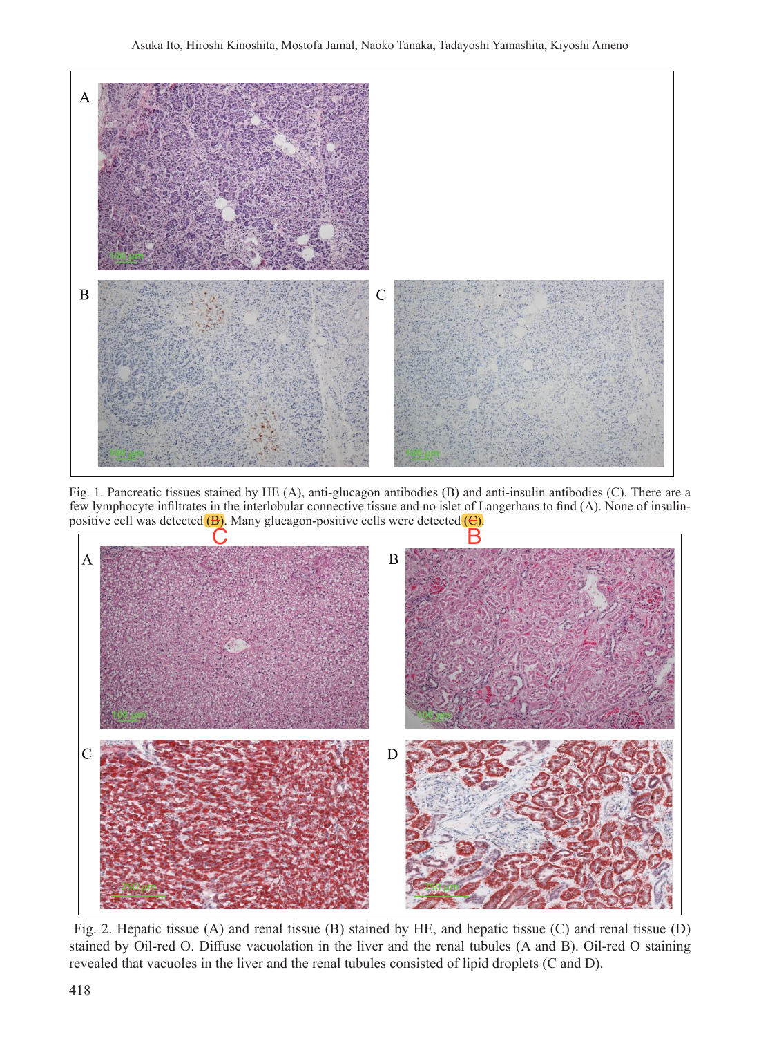Fig. 1. Pancreatic tissues stained by HE (A), anti-glucagon antibodies (B) and anti-insulin antibodies (C). There are a few lymphocyte infiltrates in the interlobular connective tissue and no islet of Langerhans to find (A). None of insulin-positive cell was detected ~~(B)~~ C. Many glucagon-positive cells were detected ~~(C)~~ B.

Fig. 2. Hepatic tissue (A) and renal tissue (B) stained by HE, and hepatic tissue (C) and renal tissue (D) stained by Oil-red O. Diffuse vacuolation in the liver and the renal tubules (A and B). Oil-red O staining revealed that vacuoles in the liver and the renal tubules consisted of lipid droplets (C and D).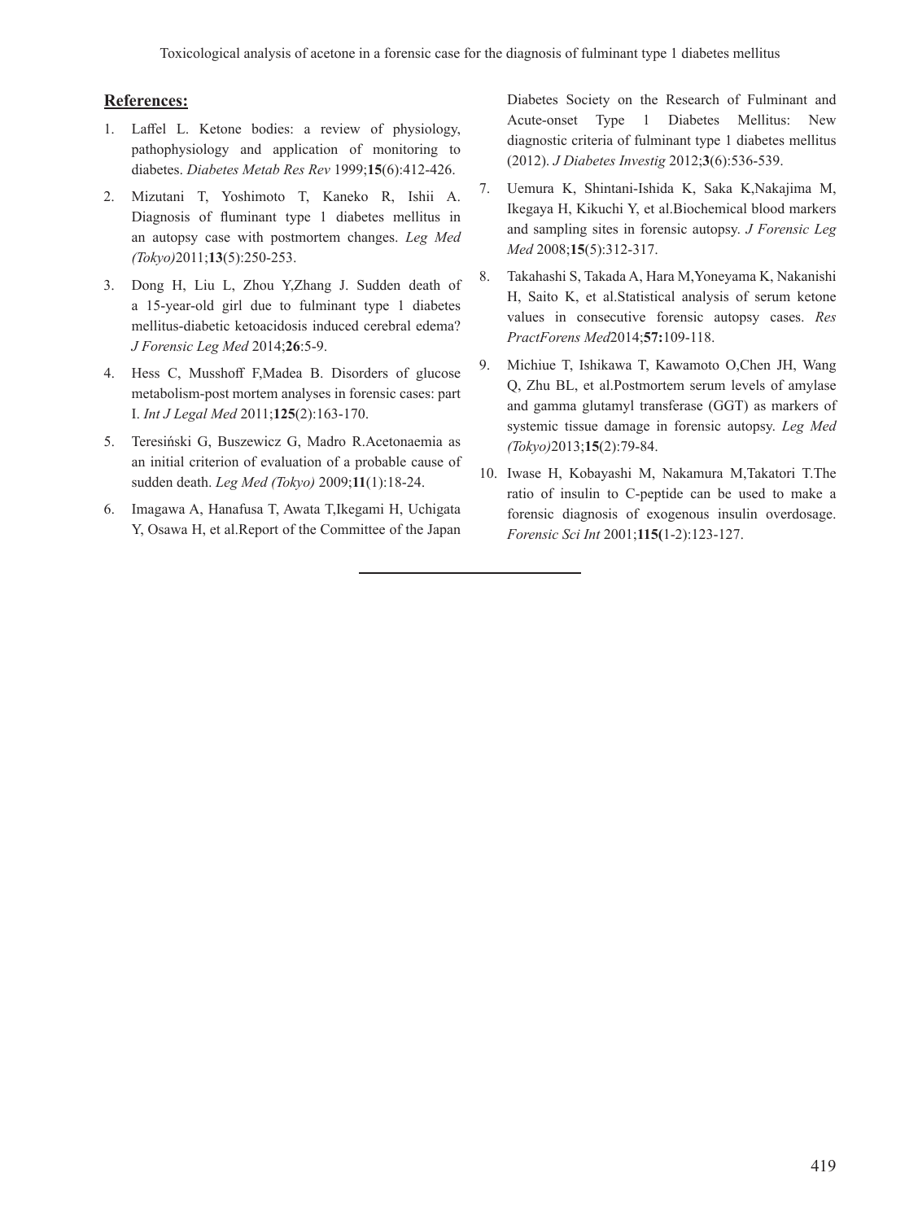## References:

1. Laffel L. Ketone bodies: a review of physiology, pathophysiology and application of monitoring to diabetes. *Diabetes Metab Res Rev* 1999;**15**(6):412-426.
2. Mizutani T, Yoshimoto T, Kaneko R, Ishii A. Diagnosis of fluminant type 1 diabetes mellitus in an autopsy case with postmortem changes. *Leg Med (Tokyo)*2011;**13**(5):250-253.
3. Dong H, Liu L, Zhou Y,Zhang J. Sudden death of a 15-year-old girl due to fulminant type 1 diabetes mellitus-diabetic ketoacidosis induced cerebral edema? *J Forensic Leg Med* 2014;**26**:5-9.
4. Hess C, Musshoff F,Madea B. Disorders of glucose metabolism-post mortem analyses in forensic cases: part I. *Int J Legal Med* 2011;**125**(2):163-170.
5. Teresiński G, Buszewicz G, Madro R.Acetonaemia as an initial criterion of evaluation of a probable cause of sudden death. *Leg Med (Tokyo)* 2009;**11**(1):18-24.
6. Imagawa A, Hanafusa T, Awata T,Ikegami H, Uchigata Y, Osawa H, et al.Report of the Committee of the Japan Diabetes Society on the Research of Fulminant and Acute-onset Type 1 Diabetes Mellitus: New diagnostic criteria of fulminant type 1 diabetes mellitus (2012). *J Diabetes Investig* 2012;**3**(6):536-539.
7. Uemura K, Shintani-Ishida K, Saka K,Nakajima M, Ikegaya H, Kikuchi Y, et al.Biochemical blood markers and sampling sites in forensic autopsy. *J Forensic Leg Med* 2008;**15**(5):312-317.
8. Takahashi S, Takada A, Hara M,Yoneyama K, Nakanishi H, Saito K, et al.Statistical analysis of serum ketone values in consecutive forensic autopsy cases. *Res PractForens Med*2014;**57:**109-118.
9. Michiue T, Ishikawa T, Kawamoto O,Chen JH, Wang Q, Zhu BL, et al.Postmortem serum levels of amylase and gamma glutamyl transferase (GGT) as markers of systemic tissue damage in forensic autopsy. *Leg Med (Tokyo)*2013;**15**(2):79-84.
10. Iwase H, Kobayashi M, Nakamura M,Takatori T.The ratio of insulin to C-peptide can be used to make a forensic diagnosis of exogenous insulin overdosage. *Forensic Sci Int* 2001;**115(**1-2):123-127.